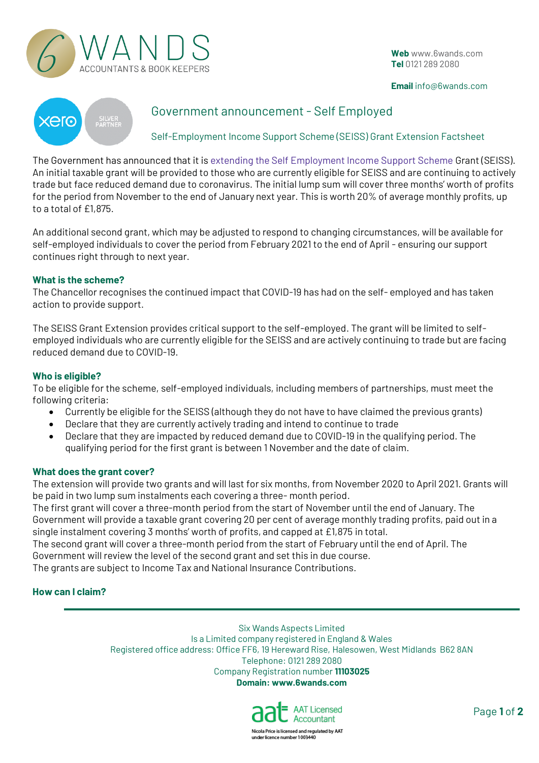WANDS ACCOUNTANTS & BOOK KEEPERS

**Web** www.6wands.com
**Tel** 0121 289 2080

**Email** info@6wands.com

# Government announcement - Self Employed

## Self-Employment Income Support Scheme (SEISS) Grant Extension Factsheet

The Government has announced that it is extending the Self Employment Income Support Scheme Grant (SEISS). An initial taxable grant will be provided to those who are currently eligible for SEISS and are continuing to actively trade but face reduced demand due to coronavirus. The initial lump sum will cover three months' worth of profits for the period from November to the end of January next year. This is worth 20% of average monthly profits, up to a total of £1,875.

An additional second grant, which may be adjusted to respond to changing circumstances, will be available for self-employed individuals to cover the period from February 2021 to the end of April - ensuring our support continues right through to next year.

### What is the scheme?

The Chancellor recognises the continued impact that COVID-19 has had on the self- employed and has taken action to provide support.

The SEISS Grant Extension provides critical support to the self-employed. The grant will be limited to self-employed individuals who are currently eligible for the SEISS and are actively continuing to trade but are facing reduced demand due to COVID-19.

### Who is eligible?

To be eligible for the scheme, self-employed individuals, including members of partnerships, must meet the following criteria:

- Currently be eligible for the SEISS (although they do not have to have claimed the previous grants)
- Declare that they are currently actively trading and intend to continue to trade
- Declare that they are impacted by reduced demand due to COVID-19 in the qualifying period. The qualifying period for the first grant is between 1 November and the date of claim.

### What does the grant cover?

The extension will provide two grants and will last for six months, from November 2020 to April 2021. Grants will be paid in two lump sum instalments each covering a three- month period.
The first grant will cover a three-month period from the start of November until the end of January. The Government will provide a taxable grant covering 20 per cent of average monthly trading profits, paid out in a single instalment covering 3 months' worth of profits, and capped at £1,875 in total.
The second grant will cover a three-month period from the start of February until the end of April. The Government will review the level of the second grant and set this in due course.
The grants are subject to Income Tax and National Insurance Contributions.

### How can I claim?

Six Wands Aspects Limited
Is a Limited company registered in England & Wales
Registered office address: Office FF6, 19 Hereward Rise, Halesowen, West Midlands B62 8AN
Telephone: 0121 289 2080
Company Registration number **11103025**
**Domain: www.6wands.com**

AAT Licensed Accountant
Nicola Price is licensed and regulated by AAT under licence number 1003440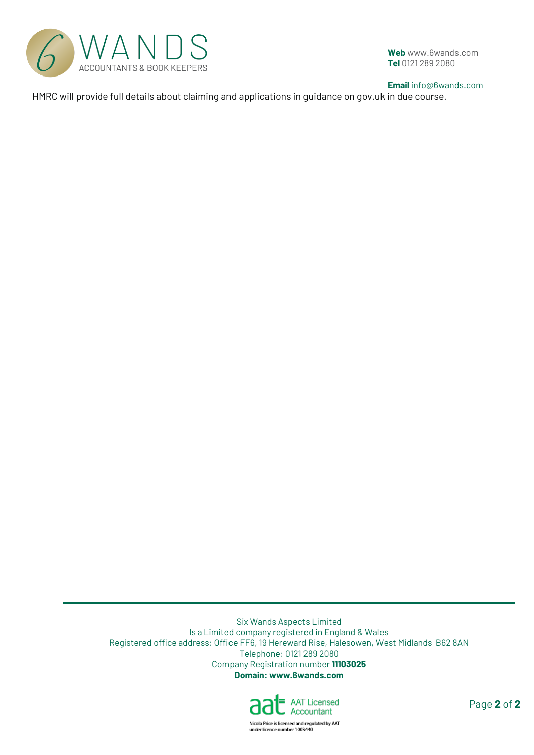HMRC will provide full details about claiming and applications in guidance on gov.uk in due course.